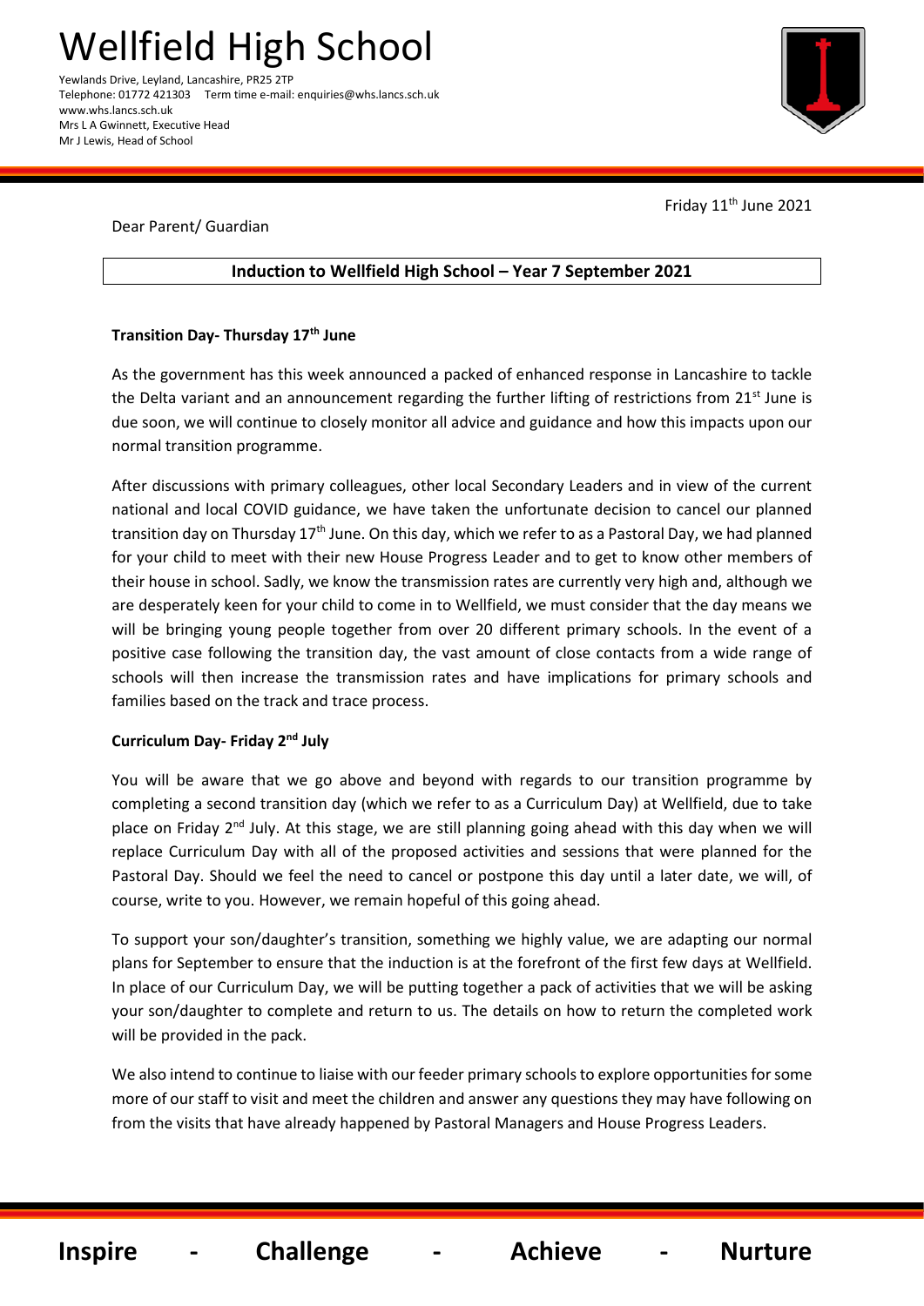# Wellfield High School

Yewlands Drive, Leyland, Lancashire, PR25 2TP
Telephone: 01772 421303   Term time e-mail: enquiries@whs.lancs.sch.uk
www.whs.lancs.sch.uk
Mrs L A Gwinnett, Executive Head
Mr J Lewis, Head of School

Friday 11th June 2021

Dear Parent/ Guardian

**Induction to Wellfield High School – Year 7 September 2021**

**Transition Day- Thursday 17th June**

As the government has this week announced a packed of enhanced response in Lancashire to tackle the Delta variant and an announcement regarding the further lifting of restrictions from 21st June is due soon, we will continue to closely monitor all advice and guidance and how this impacts upon our normal transition programme.

After discussions with primary colleagues, other local Secondary Leaders and in view of the current national and local COVID guidance, we have taken the unfortunate decision to cancel our planned transition day on Thursday 17th June. On this day, which we refer to as a Pastoral Day, we had planned for your child to meet with their new House Progress Leader and to get to know other members of their house in school. Sadly, we know the transmission rates are currently very high and, although we are desperately keen for your child to come in to Wellfield, we must consider that the day means we will be bringing young people together from over 20 different primary schools. In the event of a positive case following the transition day, the vast amount of close contacts from a wide range of schools will then increase the transmission rates and have implications for primary schools and families based on the track and trace process.

**Curriculum Day- Friday 2nd July**

You will be aware that we go above and beyond with regards to our transition programme by completing a second transition day (which we refer to as a Curriculum Day) at Wellfield, due to take place on Friday 2nd July. At this stage, we are still planning going ahead with this day when we will replace Curriculum Day with all of the proposed activities and sessions that were planned for the Pastoral Day. Should we feel the need to cancel or postpone this day until a later date, we will, of course, write to you. However, we remain hopeful of this going ahead.

To support your son/daughter's transition, something we highly value, we are adapting our normal plans for September to ensure that the induction is at the forefront of the first few days at Wellfield. In place of our Curriculum Day, we will be putting together a pack of activities that we will be asking your son/daughter to complete and return to us. The details on how to return the completed work will be provided in the pack.

We also intend to continue to liaise with our feeder primary schools to explore opportunities for some more of our staff to visit and meet the children and answer any questions they may have following on from the visits that have already happened by Pastoral Managers and House Progress Leaders.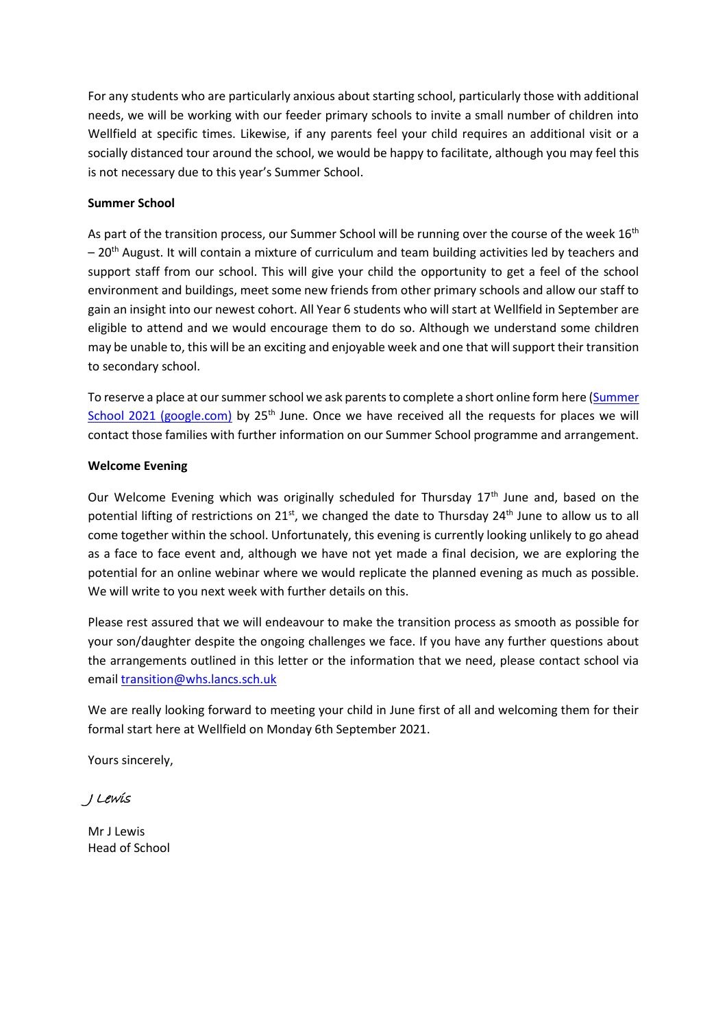For any students who are particularly anxious about starting school, particularly those with additional needs, we will be working with our feeder primary schools to invite a small number of children into Wellfield at specific times. Likewise, if any parents feel your child requires an additional visit or a socially distanced tour around the school, we would be happy to facilitate, although you may feel this is not necessary due to this year's Summer School.

**Summer School**

As part of the transition process, our Summer School will be running over the course of the week 16th – 20th August. It will contain a mixture of curriculum and team building activities led by teachers and support staff from our school. This will give your child the opportunity to get a feel of the school environment and buildings, meet some new friends from other primary schools and allow our staff to gain an insight into our newest cohort. All Year 6 students who will start at Wellfield in September are eligible to attend and we would encourage them to do so. Although we understand some children may be unable to, this will be an exciting and enjoyable week and one that will support their transition to secondary school.

To reserve a place at our summer school we ask parents to complete a short online form here (Summer School 2021 (google.com)) by 25th June. Once we have received all the requests for places we will contact those families with further information on our Summer School programme and arrangement.

**Welcome Evening**

Our Welcome Evening which was originally scheduled for Thursday 17th June and, based on the potential lifting of restrictions on 21st, we changed the date to Thursday 24th June to allow us to all come together within the school. Unfortunately, this evening is currently looking unlikely to go ahead as a face to face event and, although we have not yet made a final decision, we are exploring the potential for an online webinar where we would replicate the planned evening as much as possible. We will write to you next week with further details on this.

Please rest assured that we will endeavour to make the transition process as smooth as possible for your son/daughter despite the ongoing challenges we face. If you have any further questions about the arrangements outlined in this letter or the information that we need, please contact school via email transition@whs.lancs.sch.uk

We are really looking forward to meeting your child in June first of all and welcoming them for their formal start here at Wellfield on Monday 6th September 2021.

Yours sincerely,

*J Lewis*

Mr J Lewis
Head of School